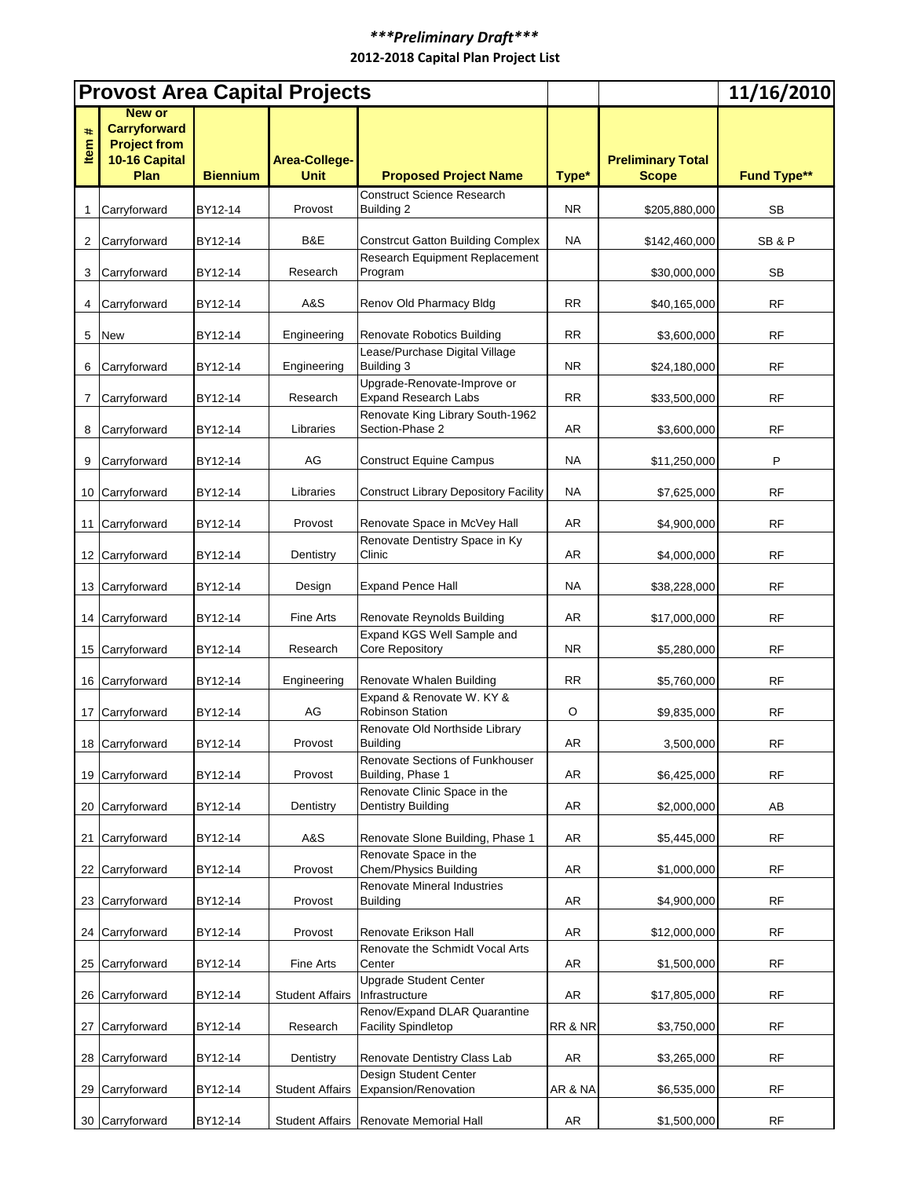***Preliminary Draft***

**2012-2018 Capital Plan Project List**

| Provost Area Capital Projects | | | | | | | 11/16/2010 |
|---|---|---|---|---|---|---|---|
| Item # | New or Carryforward Project from 10-16 Capital Plan | Biennium | Area-College-Unit | Proposed Project Name | Type* | Preliminary Total Scope | Fund Type** |
| 1 | Carryforward | BY12-14 | Provost | Construct Science Research Building 2 | NR | $205,880,000 | SB |
| 2 | Carryforward | BY12-14 | B&E | Constrcut Gatton Building Complex | NA | $142,460,000 | SB & P |
| 3 | Carryforward | BY12-14 | Research | Research Equipment Replacement Program | | $30,000,000 | SB |
| 4 | Carryforward | BY12-14 | A&S | Renov Old Pharmacy Bldg | RR | $40,165,000 | RF |
| 5 | New | BY12-14 | Engineering | Renovate Robotics Building | RR | $3,600,000 | RF |
| 6 | Carryforward | BY12-14 | Engineering | Lease/Purchase Digital Village Building 3 | NR | $24,180,000 | RF |
| 7 | Carryforward | BY12-14 | Research | Upgrade-Renovate-Improve or Expand Research Labs | RR | $33,500,000 | RF |
| 8 | Carryforward | BY12-14 | Libraries | Renovate King Library South-1962 Section-Phase 2 | AR | $3,600,000 | RF |
| 9 | Carryforward | BY12-14 | AG | Construct Equine Campus | NA | $11,250,000 | P |
| 10 | Carryforward | BY12-14 | Libraries | Construct Library Depository Facility | NA | $7,625,000 | RF |
| 11 | Carryforward | BY12-14 | Provost | Renovate Space in McVey Hall | AR | $4,900,000 | RF |
| 12 | Carryforward | BY12-14 | Dentistry | Renovate Dentistry Space in Ky Clinic | AR | $4,000,000 | RF |
| 13 | Carryforward | BY12-14 | Design | Expand Pence Hall | NA | $38,228,000 | RF |
| 14 | Carryforward | BY12-14 | Fine Arts | Renovate Reynolds Building | AR | $17,000,000 | RF |
| 15 | Carryforward | BY12-14 | Research | Expand KGS Well Sample and Core Repository | NR | $5,280,000 | RF |
| 16 | Carryforward | BY12-14 | Engineering | Renovate Whalen Building | RR | $5,760,000 | RF |
| 17 | Carryforward | BY12-14 | AG | Expand & Renovate W. KY & Robinson Station | O | $9,835,000 | RF |
| 18 | Carryforward | BY12-14 | Provost | Renovate Old Northside Library Building | AR | 3,500,000 | RF |
| 19 | Carryforward | BY12-14 | Provost | Renovate Sections of Funkhouser Building, Phase 1 | AR | $6,425,000 | RF |
| 20 | Carryforward | BY12-14 | Dentistry | Renovate Clinic Space in the Dentistry Building | AR | $2,000,000 | AB |
| 21 | Carryforward | BY12-14 | A&S | Renovate Slone Building, Phase 1 | AR | $5,445,000 | RF |
| 22 | Carryforward | BY12-14 | Provost | Renovate Space in the Chem/Physics Building | AR | $1,000,000 | RF |
| 23 | Carryforward | BY12-14 | Provost | Renovate Mineral Industries Building | AR | $4,900,000 | RF |
| 24 | Carryforward | BY12-14 | Provost | Renovate Erikson Hall | AR | $12,000,000 | RF |
| 25 | Carryforward | BY12-14 | Fine Arts | Renovate the Schmidt Vocal Arts Center | AR | $1,500,000 | RF |
| 26 | Carryforward | BY12-14 | Student Affairs | Upgrade Student Center Infrastructure | AR | $17,805,000 | RF |
| 27 | Carryforward | BY12-14 | Research | Renov/Expand DLAR Quarantine Facility Spindletop | RR & NR | $3,750,000 | RF |
| 28 | Carryforward | BY12-14 | Dentistry | Renovate Dentistry Class Lab | AR | $3,265,000 | RF |
| 29 | Carryforward | BY12-14 | Student Affairs | Design Student Center Expansion/Renovation | AR & NA | $6,535,000 | RF |
| 30 | Carryforward | BY12-14 | Student Affairs | Renovate Memorial Hall | AR | $1,500,000 | RF |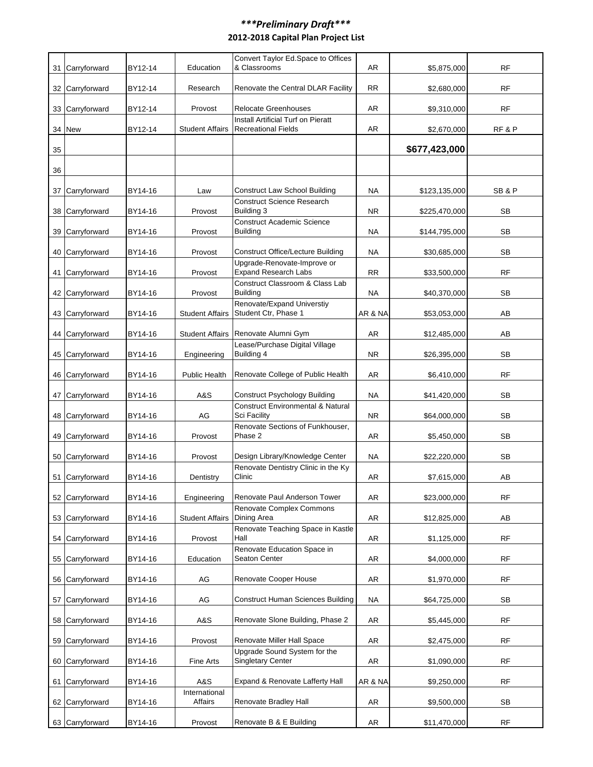# ***Preliminary Draft***

## 2012-2018 Capital Plan Project List

| | | | | | | | |
|---|---|---|---|---|---|---|---|
| 31 | Carryforward | BY12-14 | Education | Convert Taylor Ed.Space to Offices & Classrooms | AR | $5,875,000 | RF |
| 32 | Carryforward | BY12-14 | Research | Renovate the Central DLAR Facility | RR | $2,680,000 | RF |
| 33 | Carryforward | BY12-14 | Provost | Relocate Greenhouses | AR | $9,310,000 | RF |
| 34 | New | BY12-14 | Student Affairs | Install Artificial Turf on Pieratt Recreational Fields | AR | $2,670,000 | RF & P |
| 35 | | | | | | **$677,423,000** | |
| 36 | | | | | | | |
| 37 | Carryforward | BY14-16 | Law | Construct Law School Building | NA | $123,135,000 | SB & P |
| 38 | Carryforward | BY14-16 | Provost | Construct Science Research Building 3 | NR | $225,470,000 | SB |
| 39 | Carryforward | BY14-16 | Provost | Construct Academic Science Building | NA | $144,795,000 | SB |
| 40 | Carryforward | BY14-16 | Provost | Construct Office/Lecture Building | NA | $30,685,000 | SB |
| 41 | Carryforward | BY14-16 | Provost | Upgrade-Renovate-Improve or Expand Research Labs | RR | $33,500,000 | RF |
| 42 | Carryforward | BY14-16 | Provost | Construct Classroom & Class Lab Building | NA | $40,370,000 | SB |
| 43 | Carryforward | BY14-16 | Student Affairs | Renovate/Expand Universtiy Student Ctr, Phase 1 | AR & NA | $53,053,000 | AB |
| 44 | Carryforward | BY14-16 | Student Affairs | Renovate Alumni Gym | AR | $12,485,000 | AB |
| 45 | Carryforward | BY14-16 | Engineering | Lease/Purchase Digital Village Building 4 | NR | $26,395,000 | SB |
| 46 | Carryforward | BY14-16 | Public Health | Renovate College of Public Health | AR | $6,410,000 | RF |
| 47 | Carryforward | BY14-16 | A&S | Construct Psychology Building | NA | $41,420,000 | SB |
| 48 | Carryforward | BY14-16 | AG | Construct Environmental & Natural Sci Facility | NR | $64,000,000 | SB |
| 49 | Carryforward | BY14-16 | Provost | Renovate Sections of Funkhouser, Phase 2 | AR | $5,450,000 | SB |
| 50 | Carryforward | BY14-16 | Provost | Design Library/Knowledge Center | NA | $22,220,000 | SB |
| 51 | Carryforward | BY14-16 | Dentistry | Renovate Dentistry Clinic in the Ky Clinic | AR | $7,615,000 | AB |
| 52 | Carryforward | BY14-16 | Engineering | Renovate Paul Anderson Tower | AR | $23,000,000 | RF |
| 53 | Carryforward | BY14-16 | Student Affairs | Renovate Complex Commons Dining Area | AR | $12,825,000 | AB |
| 54 | Carryforward | BY14-16 | Provost | Renovate Teaching Space in Kastle Hall | AR | $1,125,000 | RF |
| 55 | Carryforward | BY14-16 | Education | Renovate Education Space in Seaton Center | AR | $4,000,000 | RF |
| 56 | Carryforward | BY14-16 | AG | Renovate Cooper House | AR | $1,970,000 | RF |
| 57 | Carryforward | BY14-16 | AG | Construct Human Sciences Building | NA | $64,725,000 | SB |
| 58 | Carryforward | BY14-16 | A&S | Renovate Slone Building, Phase 2 | AR | $5,445,000 | RF |
| 59 | Carryforward | BY14-16 | Provost | Renovate Miller Hall Space | AR | $2,475,000 | RF |
| 60 | Carryforward | BY14-16 | Fine Arts | Upgrade Sound System for the Singletary Center | AR | $1,090,000 | RF |
| 61 | Carryforward | BY14-16 | A&S | Expand & Renovate Lafferty Hall | AR & NA | $9,250,000 | RF |
| 62 | Carryforward | BY14-16 | International Affairs | Renovate Bradley Hall | AR | $9,500,000 | SB |
| 63 | Carryforward | BY14-16 | Provost | Renovate B & E Building | AR | $11,470,000 | RF |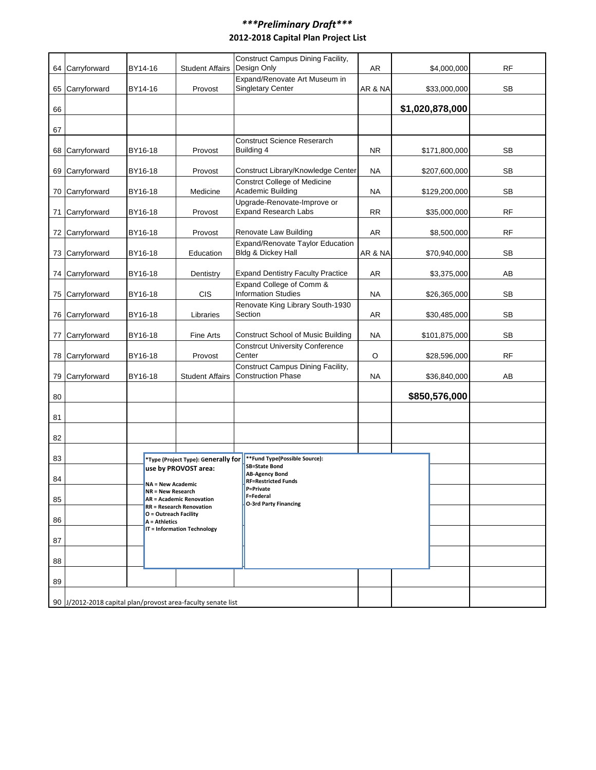***Preliminary Draft***

**2012-2018 Capital Plan Project List**

| | | | | | | | |
|---|---|---|---|---|---|---|---|
| 64 | Carryforward | BY14-16 | Student Affairs | Construct Campus Dining Facility, Design Only | AR | $4,000,000 | RF |
| 65 | Carryforward | BY14-16 | Provost | Expand/Renovate Art Museum in Singletary Center | AR & NA | $33,000,000 | SB |
| 66 | | | | | | **$1,020,878,000** | |
| 67 | | | | | | | |
| 68 | Carryforward | BY16-18 | Provost | Construct Science Reserarch Building 4 | NR | $171,800,000 | SB |
| 69 | Carryforward | BY16-18 | Provost | Construct Library/Knowledge Center | NA | $207,600,000 | SB |
| 70 | Carryforward | BY16-18 | Medicine | Constrct College of Medicine Academic Building | NA | $129,200,000 | SB |
| 71 | Carryforward | BY16-18 | Provost | Upgrade-Renovate-Improve or Expand Research Labs | RR | $35,000,000 | RF |
| 72 | Carryforward | BY16-18 | Provost | Renovate Law Building | AR | $8,500,000 | RF |
| 73 | Carryforward | BY16-18 | Education | Expand/Renovate Taylor Education Bldg & Dickey Hall | AR & NA | $70,940,000 | SB |
| 74 | Carryforward | BY16-18 | Dentistry | Expand Dentistry Faculty Practice | AR | $3,375,000 | AB |
| 75 | Carryforward | BY16-18 | CIS | Expand College of Comm & Information Studies | NA | $26,365,000 | SB |
| 76 | Carryforward | BY16-18 | Libraries | Renovate King Library South-1930 Section | AR | $30,485,000 | SB |
| 77 | Carryforward | BY16-18 | Fine Arts | Construct School of Music Building | NA | $101,875,000 | SB |
| 78 | Carryforward | BY16-18 | Provost | Constrcut University Conference Center | O | $28,596,000 | RF |
| 79 | Carryforward | BY16-18 | Student Affairs | Construct Campus Dining Facility, Construction Phase | NA | $36,840,000 | AB |
| 80 | | | | | | **$850,576,000** | |
| 81 | | | | | | | |
| 82 | | | | | | | |
| 83 | | | | | | | |
| 84 | | | | | | | |
| 85 | | | | | | | |
| 86 | | | | | | | |
| 87 | | | | | | | |
| 88 | | | | | | | |
| 89 | | | | | | | |
| 90 | J/2012-2018 capital plan/provost area-faculty senate list | | | | | | |

**\*Type (Project Type): Generally for use by PROVOST area:**

**NA = New Academic**
**NR = New Research**
**AR = Academic Renovation**
**RR = Research Renovation**
**O = Outreach Facility**
**A = Athletics**
**IT = Information Technology**

**\*\*Fund Type(Possible Source):**

**SB=State Bond**
**AB-Agency Bond**
**RF=Restricted Funds**
**P=Private**
**F=Federal**
**O-3rd Party Financing**